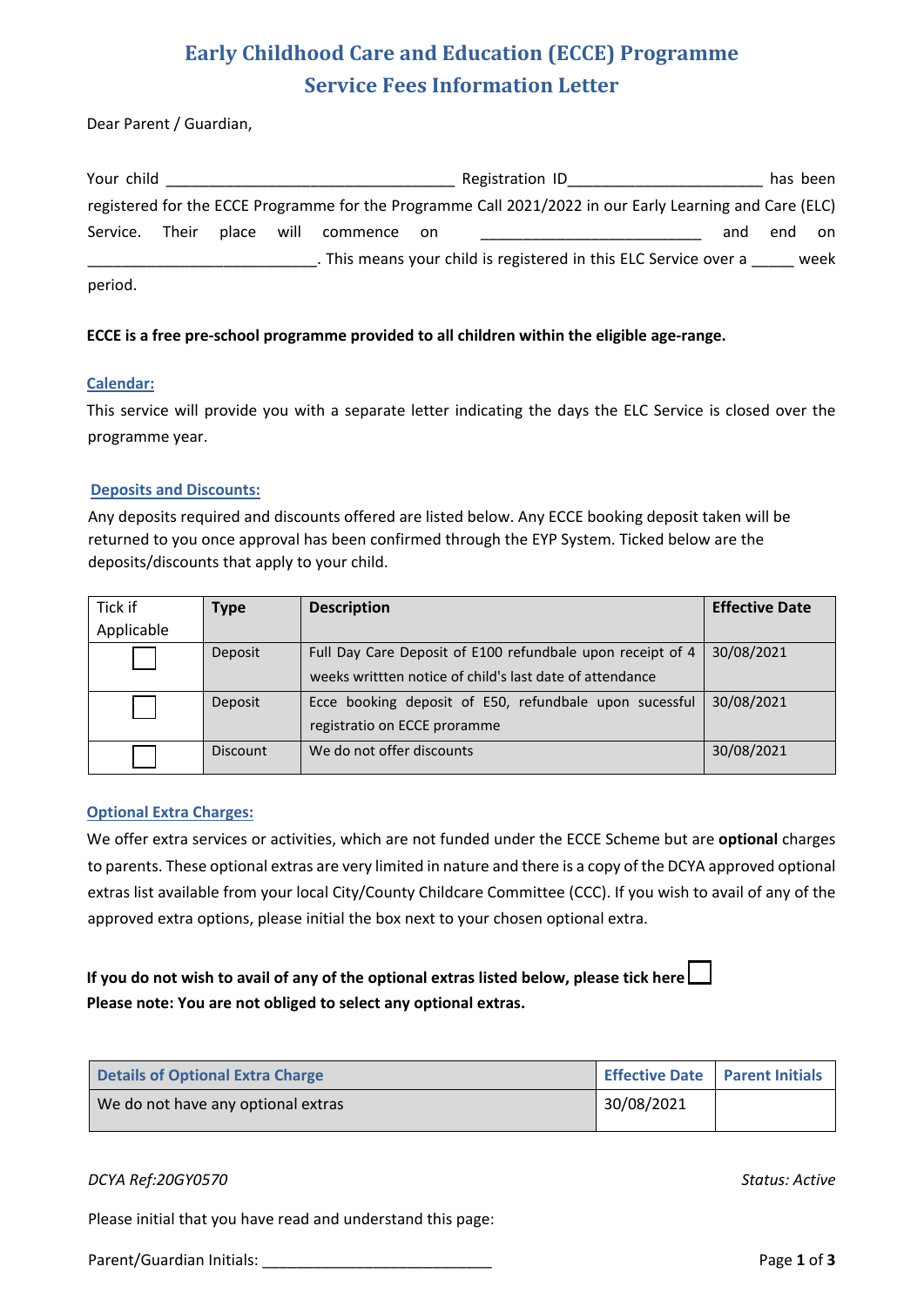# Early Childhood Care and Education (ECCE) Programme
## Service Fees Information Letter

Dear Parent / Guardian,

Your child ________________________________ Registration ID______________________ has been registered for the ECCE Programme for the Programme Call 2021/2022 in our Early Learning and Care (ELC) Service. Their place will commence on _________________________ and end on __________________________. This means your child is registered in this ELC Service over a _____ week period.

**ECCE is a free pre-school programme provided to all children within the eligible age-range.**

### Calendar:

This service will provide you with a separate letter indicating the days the ELC Service is closed over the programme year.

### Deposits and Discounts:

Any deposits required and discounts offered are listed below. Any ECCE booking deposit taken will be returned to you once approval has been confirmed through the EYP System. Ticked below are the deposits/discounts that apply to your child.

| Tick if Applicable | Type | Description | Effective Date |
| --- | --- | --- | --- |
| ☐ | Deposit | Full Day Care Deposit of E100 refundbale upon receipt of 4 weeks writtten notice of child's last date of attendance | 30/08/2021 |
| ☐ | Deposit | Ecce booking deposit of E50, refundbale upon sucessful registratio on ECCE proramme | 30/08/2021 |
| ☐ | Discount | We do not offer discounts | 30/08/2021 |

### Optional Extra Charges:

We offer extra services or activities, which are not funded under the ECCE Scheme but are **optional** charges to parents. These optional extras are very limited in nature and there is a copy of the DCYA approved optional extras list available from your local City/County Childcare Committee (CCC). If you wish to avail of any of the approved extra options, please initial the box next to your chosen optional extra.

**If you do not wish to avail of any of the optional extras listed below, please tick here** ☐
**Please note: You are not obliged to select any optional extras.**

| Details of Optional Extra Charge | Effective Date | Parent Initials |
| --- | --- | --- |
| We do not have any optional extras | 30/08/2021 | |

*DCYA Ref:20GY0570* *Status: Active*

Please initial that you have read and understand this page:

Parent/Guardian Initials: ___________________________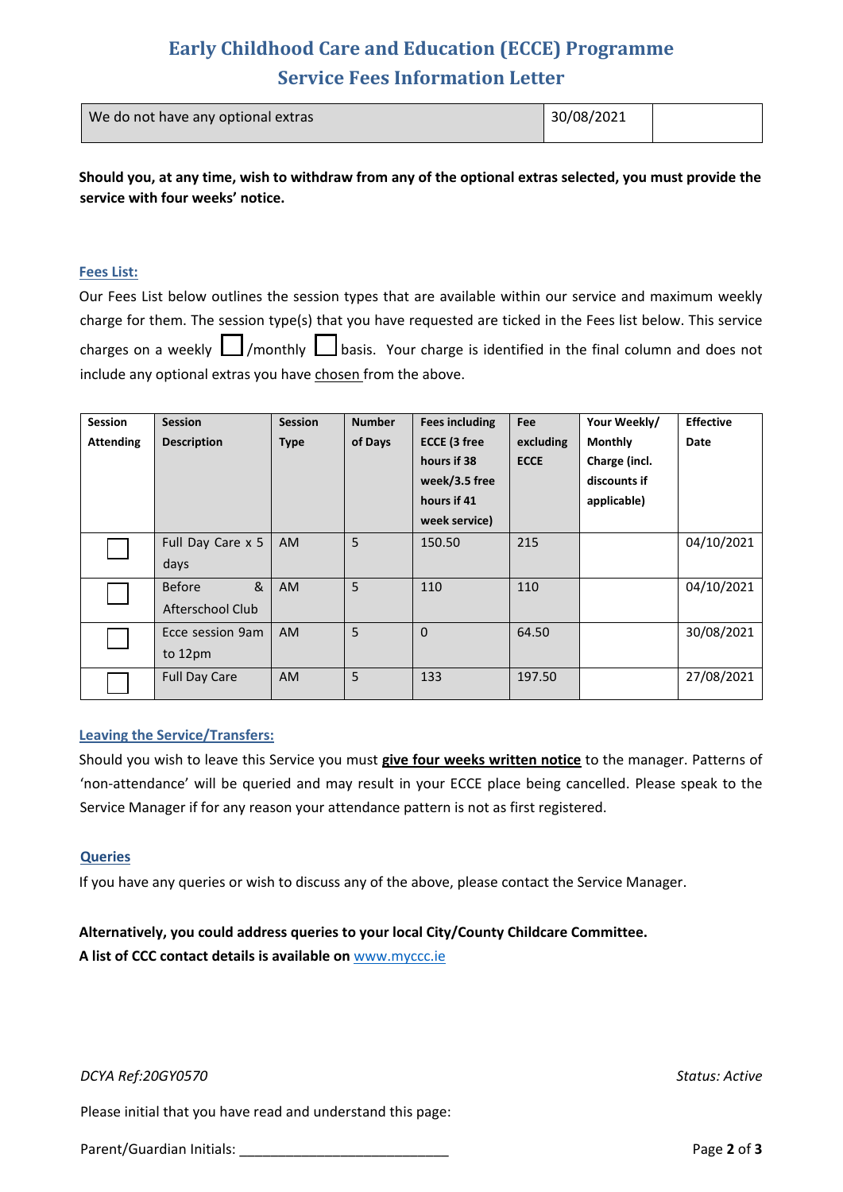# Early Childhood Care and Education (ECCE) Programme
## Service Fees Information Letter

| We do not have any optional extras | 30/08/2021 | |
|---|---|---|

**Should you, at any time, wish to withdraw from any of the optional extras selected, you must provide the service with four weeks' notice.**

### Fees List:

Our Fees List below outlines the session types that are available within our service and maximum weekly charge for them. The session type(s) that you have requested are ticked in the Fees list below. This service charges on a weekly ☐ /monthly ☐ basis. Your charge is identified in the final column and does not include any optional extras you have chosen from the above.

| Session Attending | Session Description | Session Type | Number of Days | Fees including ECCE (3 free hours if 38 week/3.5 free hours if 41 week service) | Fee excluding ECCE | Your Weekly/ Monthly Charge (incl. discounts if applicable) | Effective Date |
|---|---|---|---|---|---|---|---|
| ☐ | Full Day Care x 5 days | AM | 5 | 150.50 | 215 | | 04/10/2021 |
| ☐ | Before & Afterschool Club | AM | 5 | 110 | 110 | | 04/10/2021 |
| ☐ | Ecce session 9am to 12pm | AM | 5 | 0 | 64.50 | | 30/08/2021 |
| ☐ | Full Day Care | AM | 5 | 133 | 197.50 | | 27/08/2021 |

### Leaving the Service/Transfers:

Should you wish to leave this Service you must **give four weeks written notice** to the manager. Patterns of 'non-attendance' will be queried and may result in your ECCE place being cancelled. Please speak to the Service Manager if for any reason your attendance pattern is not as first registered.

### Queries

If you have any queries or wish to discuss any of the above, please contact the Service Manager.

**Alternatively, you could address queries to your local City/County Childcare Committee.**
**A list of CCC contact details is available on** www.myccc.ie

*DCYA Ref:20GY0570* *Status: Active*

Please initial that you have read and understand this page:

Parent/Guardian Initials: ___________________________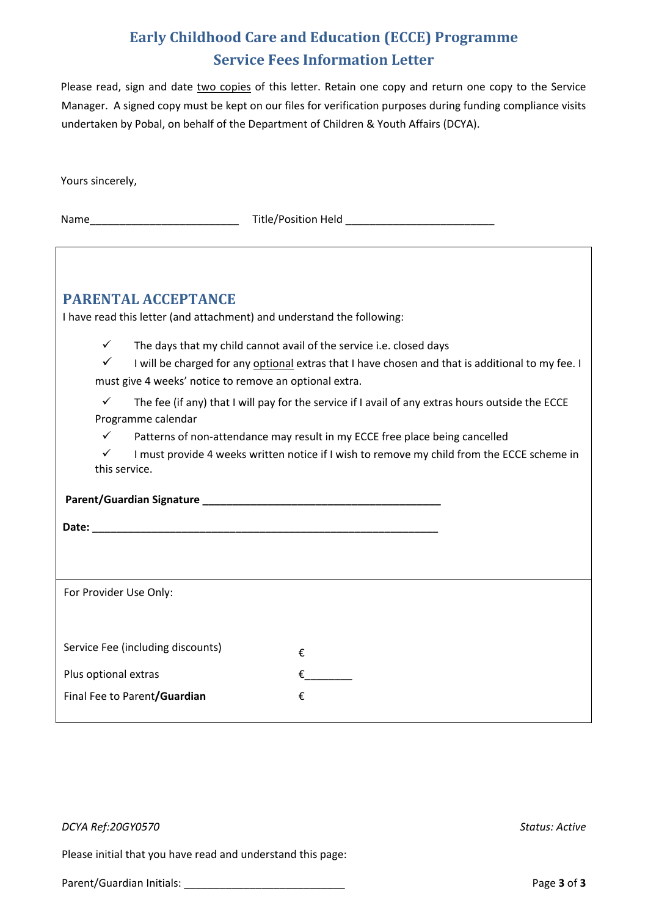# Early Childhood Care and Education (ECCE) Programme
## Service Fees Information Letter

Please read, sign and date two copies of this letter. Retain one copy and return one copy to the Service Manager. A signed copy must be kept on our files for verification purposes during funding compliance visits undertaken by Pobal, on behalf of the Department of Children & Youth Affairs (DCYA).

Yours sincerely,

Name_________________________ Title/Position Held _________________________

## PARENTAL ACCEPTANCE

I have read this letter (and attachment) and understand the following:

- ✓ The days that my child cannot avail of the service i.e. closed days
- ✓ I will be charged for any optional extras that I have chosen and that is additional to my fee. I must give 4 weeks' notice to remove an optional extra.
- ✓ The fee (if any) that I will pay for the service if I avail of any extras hours outside the ECCE Programme calendar
- ✓ Patterns of non-attendance may result in my ECCE free place being cancelled
- ✓ I must provide 4 weeks written notice if I wish to remove my child from the ECCE scheme in this service.

**Parent/Guardian Signature ________________________________________**

**Date: ___________________________________________________________**

For Provider Use Only:

| | |
|---|---|
| Service Fee (including discounts) | € |
| Plus optional extras | €________ |
| Final Fee to Parent/**Guardian** | € |

*DCYA Ref:20GY0570* *Status: Active*

Please initial that you have read and understand this page:

Parent/Guardian Initials: ___________________________